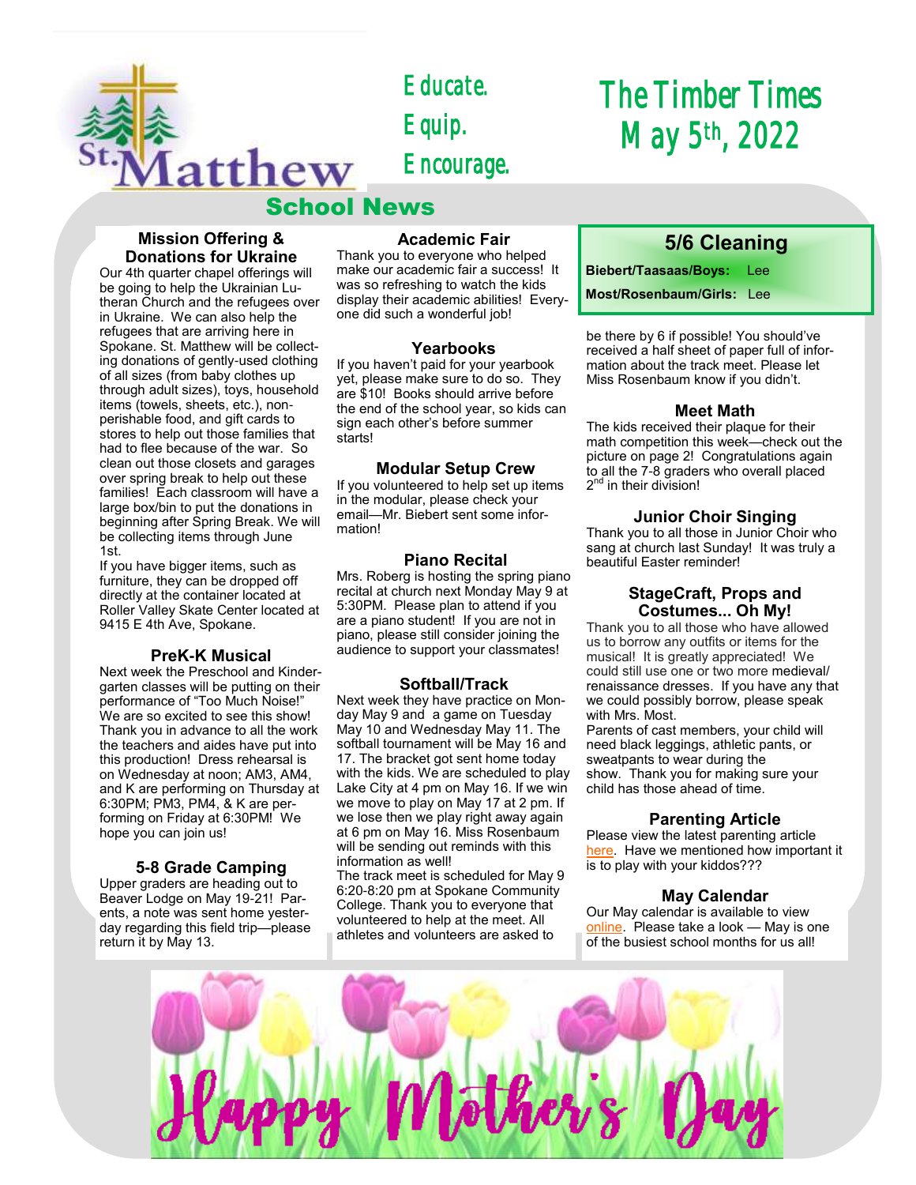St. Matthew

Educate.
Equip.
Encourage.

# The Timber Times
## May 5th, 2022

## School News

### Mission Offering & Donations for Ukraine

Our 4th quarter chapel offerings will be going to help the Ukrainian Lutheran Church and the refugees over in Ukraine. We can also help the refugees that are arriving here in Spokane. St. Matthew will be collecting donations of gently-used clothing of all sizes (from baby clothes up through adult sizes), toys, household items (towels, sheets, etc.), non-perishable food, and gift cards to stores to help out those families that had to flee because of the war. So clean out those closets and garages over spring break to help out these families! Each classroom will have a large box/bin to put the donations in beginning after Spring Break. We will be collecting items through June 1st.

If you have bigger items, such as furniture, they can be dropped off directly at the container located at Roller Valley Skate Center located at 9415 E 4th Ave, Spokane.

### PreK-K Musical

Next week the Preschool and Kindergarten classes will be putting on their performance of "Too Much Noise!" We are so excited to see this show! Thank you in advance to all the work the teachers and aides have put into this production! Dress rehearsal is on Wednesday at noon; AM3, AM4, and K are performing on Thursday at 6:30PM; PM3, PM4, & K are performing on Friday at 6:30PM! We hope you can join us!

### 5-8 Grade Camping

Upper graders are heading out to Beaver Lodge on May 19-21! Parents, a note was sent home yesterday regarding this field trip—please return it by May 13.

### Academic Fair

Thank you to everyone who helped make our academic fair a success! It was so refreshing to watch the kids display their academic abilities! Everyone did such a wonderful job!

### Yearbooks

If you haven't paid for your yearbook yet, please make sure to do so. They are $10! Books should arrive before the end of the school year, so kids can sign each other's before summer starts!

### Modular Setup Crew

If you volunteered to help set up items in the modular, please check your email—Mr. Biebert sent some information!

### Piano Recital

Mrs. Roberg is hosting the spring piano recital at church next Monday May 9 at 5:30PM. Please plan to attend if you are a piano student! If you are not in piano, please still consider joining the audience to support your classmates!

### Softball/Track

Next week they have practice on Monday May 9 and a game on Tuesday May 10 and Wednesday May 11. The softball tournament will be May 16 and 17. The bracket got sent home today with the kids. We are scheduled to play Lake City at 4 pm on May 16. If we win we move to play on May 17 at 2 pm. If we lose then we play right away again at 6 pm on May 16. Miss Rosenbaum will be sending out reminds with this information as well!

The track meet is scheduled for May 9 6:20-8:20 pm at Spokane Community College. Thank you to everyone that volunteered to help at the meet. All athletes and volunteers are asked to be there by 6 if possible! You should've received a half sheet of paper full of information about the track meet. Please let Miss Rosenbaum know if you didn't.

### 5/6 Cleaning

**Biebert/Taasaas/Boys:** Lee

**Most/Rosenbaum/Girls:** Lee

### Meet Math

The kids received their plaque for their math competition this week—check out the picture on page 2! Congratulations again to all the 7-8 graders who overall placed 2nd in their division!

### Junior Choir Singing

Thank you to all those in Junior Choir who sang at church last Sunday! It was truly a beautiful Easter reminder!

### StageCraft, Props and Costumes... Oh My!

Thank you to all those who have allowed us to borrow any outfits or items for the musical! It is greatly appreciated! We could still use one or two more medieval/renaissance dresses. If you have any that we could possibly borrow, please speak with Mrs. Most.

Parents of cast members, your child will need black leggings, athletic pants, or sweatpants to wear during the show. Thank you for making sure your child has those ahead of time.

### Parenting Article

Please view the latest parenting article here. Have we mentioned how important it is to play with your kiddos???

### May Calendar

Our May calendar is available to view online. Please take a look — May is one of the busiest school months for us all!

Happy Mother's Day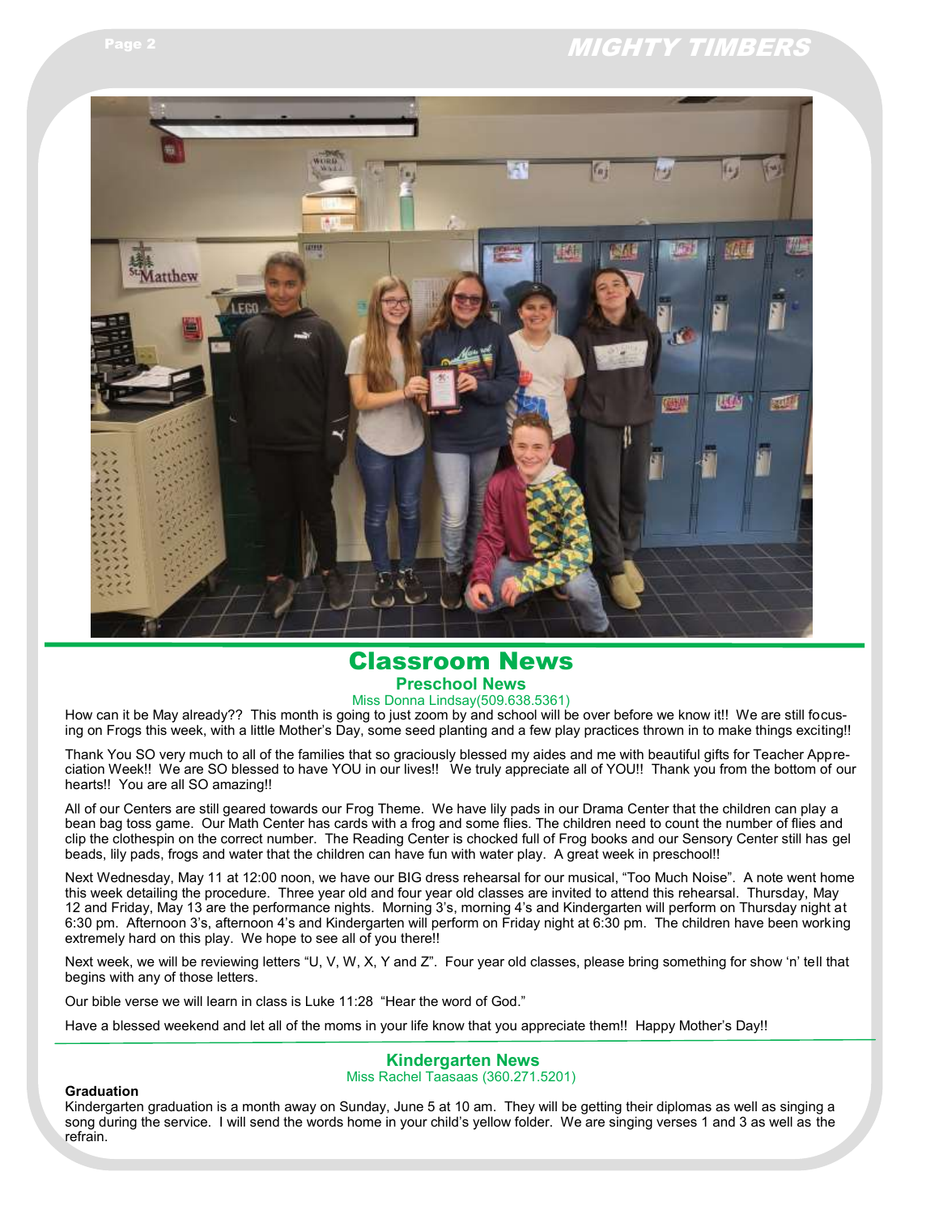# Classroom News

## Preschool News

Miss Donna Lindsay(509.638.5361)

How can it be May already?? This month is going to just zoom by and school will be over before we know it!! We are still focusing on Frogs this week, with a little Mother's Day, some seed planting and a few play practices thrown in to make things exciting!!

Thank You SO very much to all of the families that so graciously blessed my aides and me with beautiful gifts for Teacher Appreciation Week!! We are SO blessed to have YOU in our lives!! We truly appreciate all of YOU!! Thank you from the bottom of our hearts!! You are all SO amazing!!

All of our Centers are still geared towards our Frog Theme. We have lily pads in our Drama Center that the children can play a bean bag toss game. Our Math Center has cards with a frog and some flies. The children need to count the number of flies and clip the clothespin on the correct number. The Reading Center is chocked full of Frog books and our Sensory Center still has gel beads, lily pads, frogs and water that the children can have fun with water play. A great week in preschool!!

Next Wednesday, May 11 at 12:00 noon, we have our BIG dress rehearsal for our musical, "Too Much Noise". A note went home this week detailing the procedure. Three year old and four year old classes are invited to attend this rehearsal. Thursday, May 12 and Friday, May 13 are the performance nights. Morning 3's, morning 4's and Kindergarten will perform on Thursday night at 6:30 pm. Afternoon 3's, afternoon 4's and Kindergarten will perform on Friday night at 6:30 pm. The children have been working extremely hard on this play. We hope to see all of you there!!

Next week, we will be reviewing letters "U, V, W, X, Y and Z". Four year old classes, please bring something for show 'n' tell that begins with any of those letters.

Our bible verse we will learn in class is Luke 11:28 "Hear the word of God."

Have a blessed weekend and let all of the moms in your life know that you appreciate them!! Happy Mother's Day!!

## Kindergarten News

Miss Rachel Taasaas (360.271.5201)

**Graduation**

Kindergarten graduation is a month away on Sunday, June 5 at 10 am. They will be getting their diplomas as well as singing a song during the service. I will send the words home in your child's yellow folder. We are singing verses 1 and 3 as well as the refrain.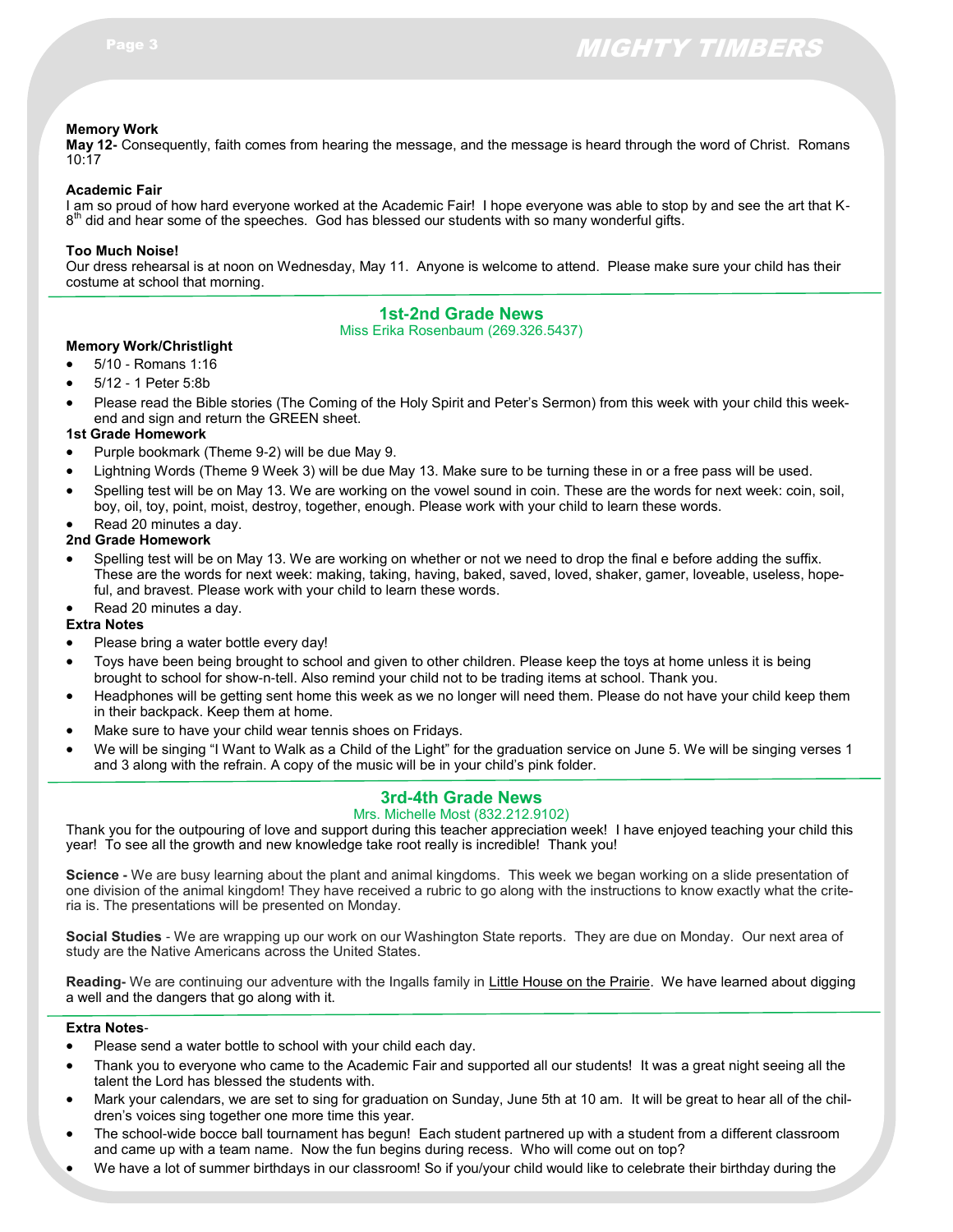**Memory Work**

**May 12-** Consequently, faith comes from hearing the message, and the message is heard through the word of Christ. Romans 10:17

**Academic Fair**

I am so proud of how hard everyone worked at the Academic Fair! I hope everyone was able to stop by and see the art that K-8th did and hear some of the speeches. God has blessed our students with so many wonderful gifts.

**Too Much Noise!**

Our dress rehearsal is at noon on Wednesday, May 11. Anyone is welcome to attend. Please make sure your child has their costume at school that morning.

## 1st-2nd Grade News

Miss Erika Rosenbaum (269.326.5437)

**Memory Work/Christlight**

- 5/10 - Romans 1:16
- 5/12 - 1 Peter 5:8b
- Please read the Bible stories (The Coming of the Holy Spirit and Peter's Sermon) from this week with your child this weekend and sign and return the GREEN sheet.

**1st Grade Homework**

- Purple bookmark (Theme 9-2) will be due May 9.
- Lightning Words (Theme 9 Week 3) will be due May 13. Make sure to be turning these in or a free pass will be used.
- Spelling test will be on May 13. We are working on the vowel sound in coin. These are the words for next week: coin, soil, boy, oil, toy, point, moist, destroy, together, enough. Please work with your child to learn these words.
- Read 20 minutes a day.

**2nd Grade Homework**

- Spelling test will be on May 13. We are working on whether or not we need to drop the final e before adding the suffix. These are the words for next week: making, taking, having, baked, saved, loved, shaker, gamer, loveable, useless, hopeful, and bravest. Please work with your child to learn these words.
- Read 20 minutes a day.

**Extra Notes**

- Please bring a water bottle every day!
- Toys have been being brought to school and given to other children. Please keep the toys at home unless it is being brought to school for show-n-tell. Also remind your child not to be trading items at school. Thank you.
- Headphones will be getting sent home this week as we no longer will need them. Please do not have your child keep them in their backpack. Keep them at home.
- Make sure to have your child wear tennis shoes on Fridays.
- We will be singing "I Want to Walk as a Child of the Light" for the graduation service on June 5. We will be singing verses 1 and 3 along with the refrain. A copy of the music will be in your child's pink folder.

## 3rd-4th Grade News

Mrs. Michelle Most (832.212.9102)

Thank you for the outpouring of love and support during this teacher appreciation week! I have enjoyed teaching your child this year! To see all the growth and new knowledge take root really is incredible! Thank you!

**Science -** We are busy learning about the plant and animal kingdoms. This week we began working on a slide presentation of one division of the animal kingdom! They have received a rubric to go along with the instructions to know exactly what the criteria is. The presentations will be presented on Monday.

**Social Studies** - We are wrapping up our work on our Washington State reports. They are due on Monday. Our next area of study are the Native Americans across the United States.

**Reading-** We are continuing our adventure with the Ingalls family in Little House on the Prairie. We have learned about digging a well and the dangers that go along with it.

**Extra Notes**-

- Please send a water bottle to school with your child each day.
- Thank you to everyone who came to the Academic Fair and supported all our students! It was a great night seeing all the talent the Lord has blessed the students with.
- Mark your calendars, we are set to sing for graduation on Sunday, June 5th at 10 am. It will be great to hear all of the children's voices sing together one more time this year.
- The school-wide bocce ball tournament has begun! Each student partnered up with a student from a different classroom and came up with a team name. Now the fun begins during recess. Who will come out on top?
- We have a lot of summer birthdays in our classroom! So if you/your child would like to celebrate their birthday during the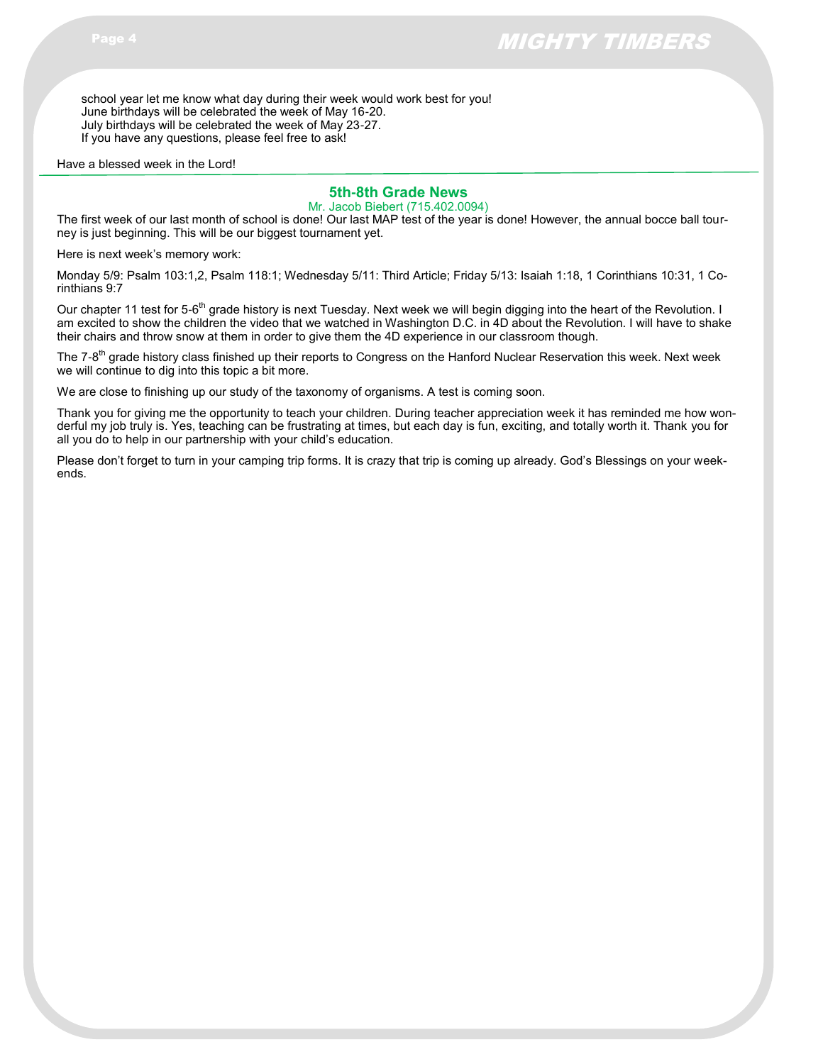school year let me know what day during their week would work best for you!
June birthdays will be celebrated the week of May 16-20.
July birthdays will be celebrated the week of May 23-27.
If you have any questions, please feel free to ask!

Have a blessed week in the Lord!

---

## 5th-8th Grade News

Mr. Jacob Biebert (715.402.0094)

The first week of our last month of school is done! Our last MAP test of the year is done! However, the annual bocce ball tourney is just beginning. This will be our biggest tournament yet.

Here is next week's memory work:

Monday 5/9: Psalm 103:1,2, Psalm 118:1; Wednesday 5/11: Third Article; Friday 5/13: Isaiah 1:18, 1 Corinthians 10:31, 1 Corinthians 9:7

Our chapter 11 test for 5-6th grade history is next Tuesday. Next week we will begin digging into the heart of the Revolution. I am excited to show the children the video that we watched in Washington D.C. in 4D about the Revolution. I will have to shake their chairs and throw snow at them in order to give them the 4D experience in our classroom though.

The 7-8th grade history class finished up their reports to Congress on the Hanford Nuclear Reservation this week. Next week we will continue to dig into this topic a bit more.

We are close to finishing up our study of the taxonomy of organisms. A test is coming soon.

Thank you for giving me the opportunity to teach your children. During teacher appreciation week it has reminded me how wonderful my job truly is. Yes, teaching can be frustrating at times, but each day is fun, exciting, and totally worth it. Thank you for all you do to help in our partnership with your child's education.

Please don't forget to turn in your camping trip forms. It is crazy that trip is coming up already. God's Blessings on your weekends.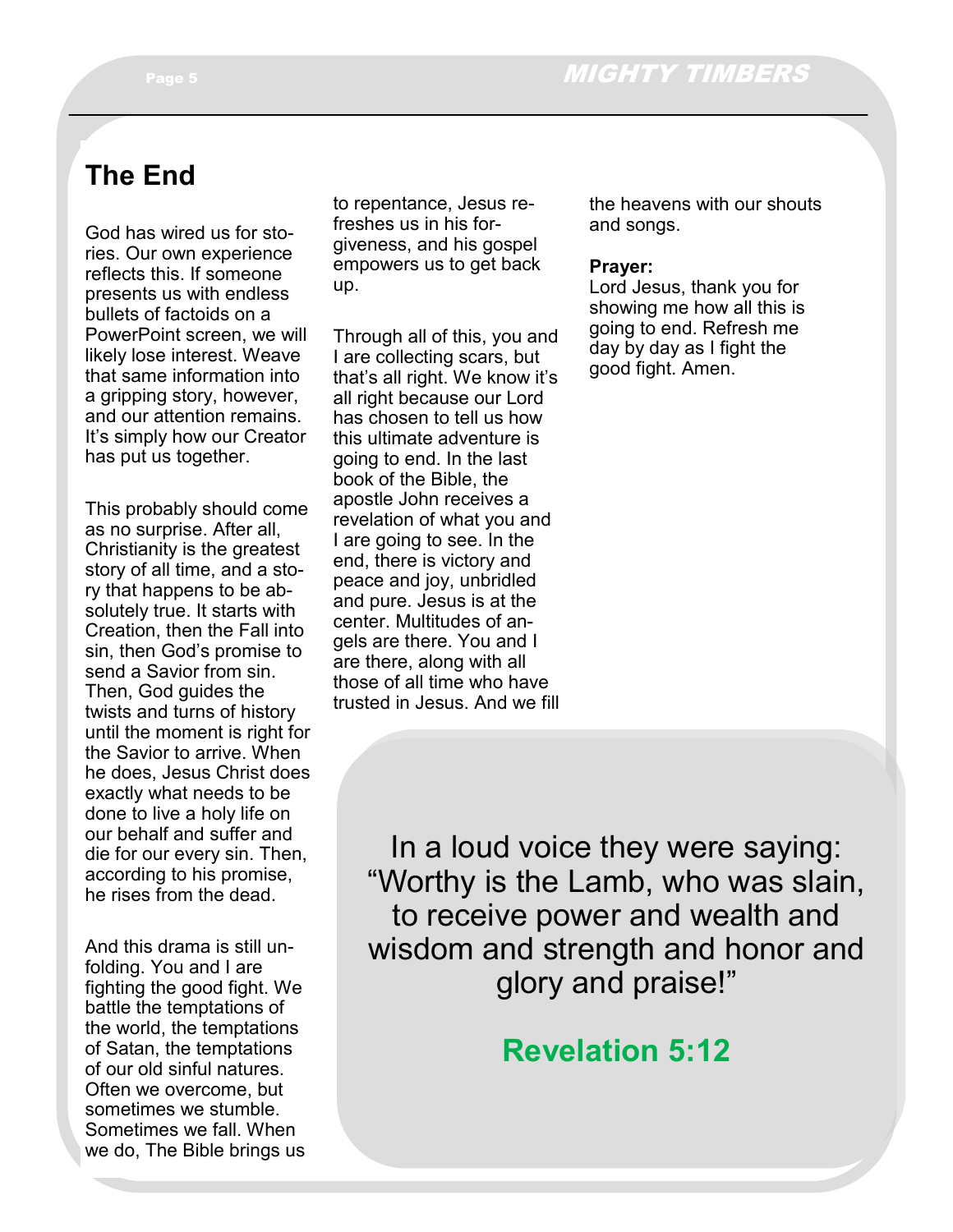## The End

God has wired us for stories. Our own experience reflects this. If someone presents us with endless bullets of factoids on a PowerPoint screen, we will likely lose interest. Weave that same information into a gripping story, however, and our attention remains. It's simply how our Creator has put us together.

This probably should come as no surprise. After all, Christianity is the greatest story of all time, and a story that happens to be absolutely true. It starts with Creation, then the Fall into sin, then God's promise to send a Savior from sin. Then, God guides the twists and turns of history until the moment is right for the Savior to arrive. When he does, Jesus Christ does exactly what needs to be done to live a holy life on our behalf and suffer and die for our every sin. Then, according to his promise, he rises from the dead.

And this drama is still unfolding. You and I are fighting the good fight. We battle the temptations of the world, the temptations of Satan, the temptations of our old sinful natures. Often we overcome, but sometimes we stumble. Sometimes we fall. When we do, The Bible brings us to repentance, Jesus refreshes us in his forgiveness, and his gospel empowers us to get back up.

Through all of this, you and I are collecting scars, but that's all right. We know it's all right because our Lord has chosen to tell us how this ultimate adventure is going to end. In the last book of the Bible, the apostle John receives a revelation of what you and I are going to see. In the end, there is victory and peace and joy, unbridled and pure. Jesus is at the center. Multitudes of angels are there. You and I are there, along with all those of all time who have trusted in Jesus. And we fill the heavens with our shouts and songs.

**Prayer:**
Lord Jesus, thank you for showing me how all this is going to end. Refresh me day by day as I fight the good fight. Amen.

In a loud voice they were saying: "Worthy is the Lamb, who was slain, to receive power and wealth and wisdom and strength and honor and glory and praise!"

**Revelation 5:12**